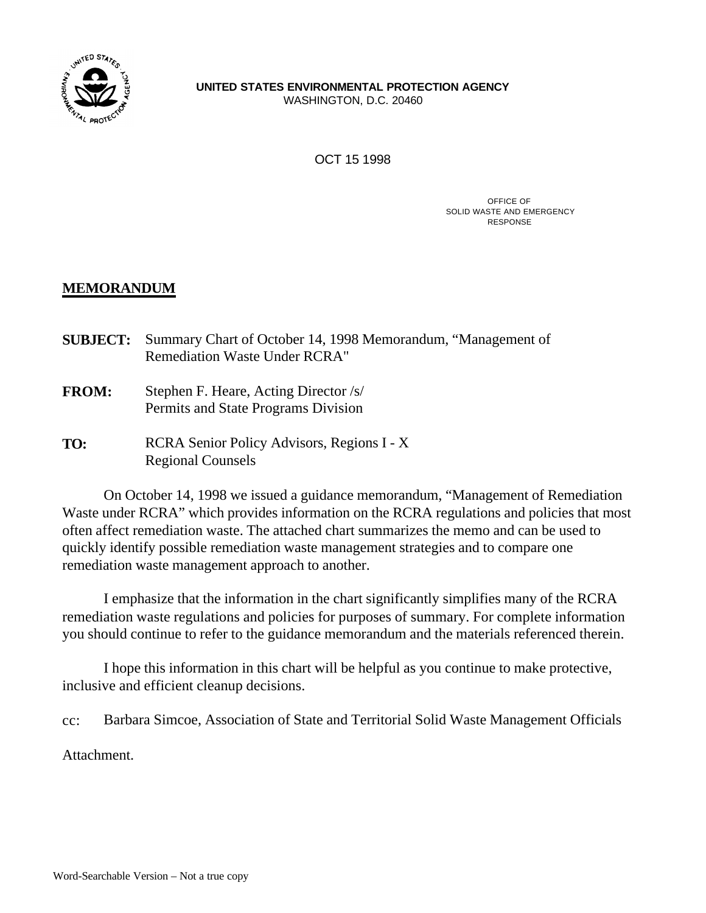**UNITED STATES ENVIRONMENTAL PROTECTION AGENCY**
WASHINGTON, D.C. 20460

OCT 15 1998

OFFICE OF
SOLID WASTE AND EMERGENCY
RESPONSE

## MEMORANDUM

**SUBJECT:** Summary Chart of October 14, 1998 Memorandum, "Management of Remediation Waste Under RCRA"

**FROM:** Stephen F. Heare, Acting Director /s/
Permits and State Programs Division

**TO:** RCRA Senior Policy Advisors, Regions I - X
Regional Counsels

On October 14, 1998 we issued a guidance memorandum, "Management of Remediation Waste under RCRA" which provides information on the RCRA regulations and policies that most often affect remediation waste. The attached chart summarizes the memo and can be used to quickly identify possible remediation waste management strategies and to compare one remediation waste management approach to another.

I emphasize that the information in the chart significantly simplifies many of the RCRA remediation waste regulations and policies for purposes of summary. For complete information you should continue to refer to the guidance memorandum and the materials referenced therein.

I hope this information in this chart will be helpful as you continue to make protective, inclusive and efficient cleanup decisions.

cc: Barbara Simcoe, Association of State and Territorial Solid Waste Management Officials

Attachment.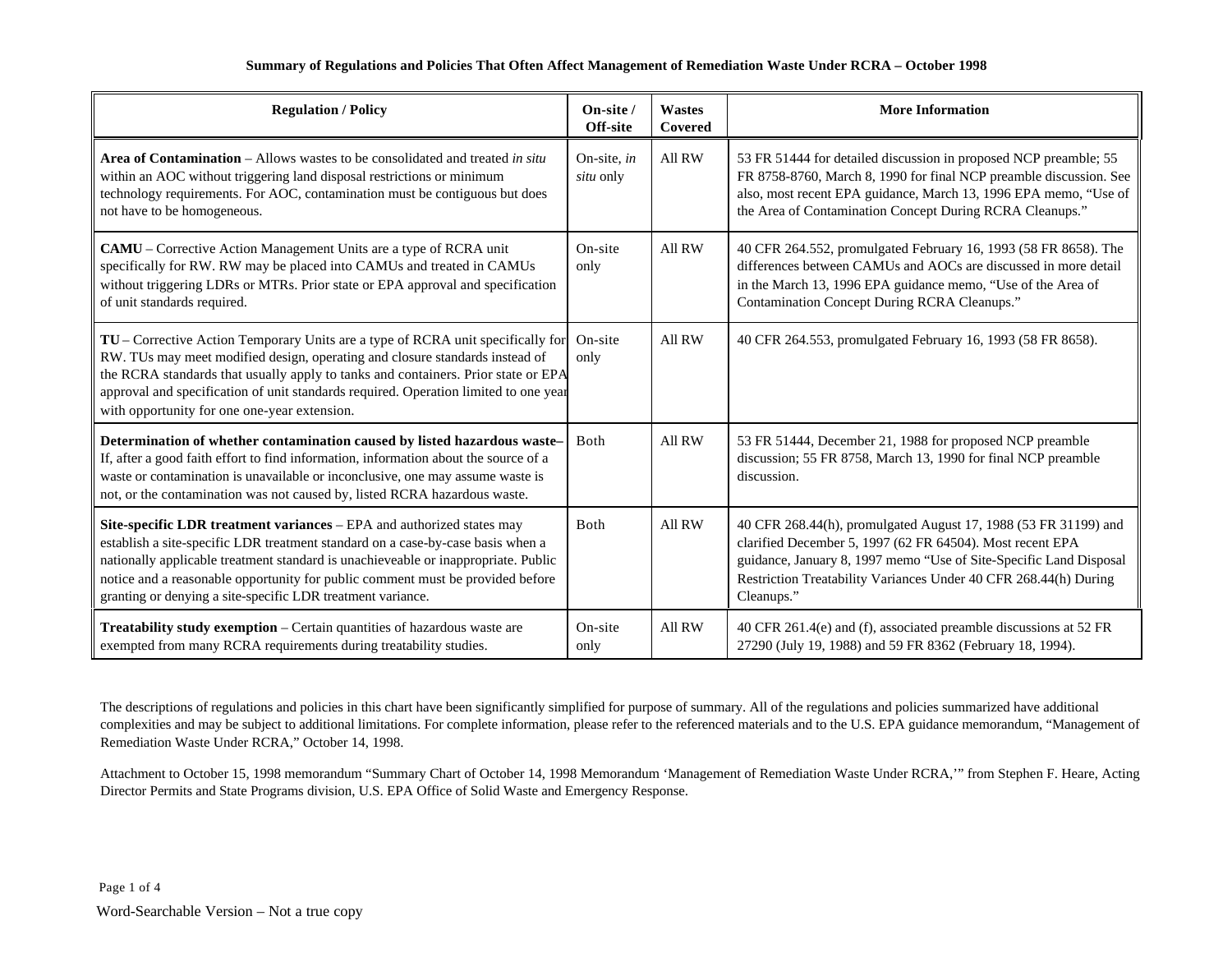**Summary of Regulations and Policies That Often Affect Management of Remediation Waste Under RCRA – October 1998**

| Regulation / Policy | On-site / Off-site | Wastes Covered | More Information |
|---|---|---|---|
| **Area of Contamination** – Allows wastes to be consolidated and treated *in situ* within an AOC without triggering land disposal restrictions or minimum technology requirements. For AOC, contamination must be contiguous but does not have to be homogeneous. | On-site, *in situ* only | All RW | 53 FR 51444 for detailed discussion in proposed NCP preamble; 55 FR 8758-8760, March 8, 1990 for final NCP preamble discussion. See also, most recent EPA guidance, March 13, 1996 EPA memo, "Use of the Area of Contamination Concept During RCRA Cleanups." |
| **CAMU** – Corrective Action Management Units are a type of RCRA unit specifically for RW. RW may be placed into CAMUs and treated in CAMUs without triggering LDRs or MTRs. Prior state or EPA approval and specification of unit standards required. | On-site only | All RW | 40 CFR 264.552, promulgated February 16, 1993 (58 FR 8658). The differences between CAMUs and AOCs are discussed in more detail in the March 13, 1996 EPA guidance memo, "Use of the Area of Contamination Concept During RCRA Cleanups." |
| **TU** – Corrective Action Temporary Units are a type of RCRA unit specifically for RW. TUs may meet modified design, operating and closure standards instead of the RCRA standards that usually apply to tanks and containers. Prior state or EPA approval and specification of unit standards required. Operation limited to one year with opportunity for one one-year extension. | On-site only | All RW | 40 CFR 264.553, promulgated February 16, 1993 (58 FR 8658). |
| **Determination of whether contamination caused by listed hazardous waste**– If, after a good faith effort to find information, information about the source of a waste or contamination is unavailable or inconclusive, one may assume waste is not, or the contamination was not caused by, listed RCRA hazardous waste. | Both | All RW | 53 FR 51444, December 21, 1988 for proposed NCP preamble discussion; 55 FR 8758, March 13, 1990 for final NCP preamble discussion. |
| **Site-specific LDR treatment variances** – EPA and authorized states may establish a site-specific LDR treatment standard on a case-by-case basis when a nationally applicable treatment standard is unachieveable or inappropriate. Public notice and a reasonable opportunity for public comment must be provided before granting or denying a site-specific LDR treatment variance. | Both | All RW | 40 CFR 268.44(h), promulgated August 17, 1988 (53 FR 31199) and clarified December 5, 1997 (62 FR 64504). Most recent EPA guidance, January 8, 1997 memo "Use of Site-Specific Land Disposal Restriction Treatability Variances Under 40 CFR 268.44(h) During Cleanups." |
| **Treatability study exemption** – Certain quantities of hazardous waste are exempted from many RCRA requirements during treatability studies. | On-site only | All RW | 40 CFR 261.4(e) and (f), associated preamble discussions at 52 FR 27290 (July 19, 1988) and 59 FR 8362 (February 18, 1994). |

The descriptions of regulations and policies in this chart have been significantly simplified for purpose of summary. All of the regulations and policies summarized have additional complexities and may be subject to additional limitations. For complete information, please refer to the referenced materials and to the U.S. EPA guidance memorandum, "Management of Remediation Waste Under RCRA," October 14, 1998.

Attachment to October 15, 1998 memorandum "Summary Chart of October 14, 1998 Memorandum 'Management of Remediation Waste Under RCRA,'" from Stephen F. Heare, Acting Director Permits and State Programs division, U.S. EPA Office of Solid Waste and Emergency Response.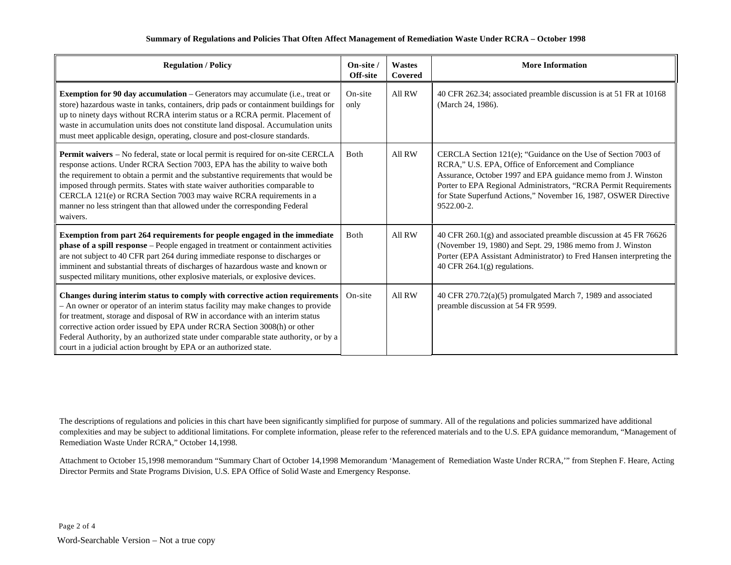**Summary of Regulations and Policies That Often Affect Management of Remediation Waste Under RCRA – October 1998**

| Regulation / Policy | On-site / Off-site | Wastes Covered | More Information |
|---|---|---|---|
| **Exemption for 90 day accumulation** – Generators may accumulate (i.e., treat or store) hazardous waste in tanks, containers, drip pads or containment buildings for up to ninety days without RCRA interim status or a RCRA permit. Placement of waste in accumulation units does not constitute land disposal. Accumulation units must meet applicable design, operating, closure and post-closure standards. | On-site only | All RW | 40 CFR 262.34; associated preamble discussion is at 51 FR at 10168 (March 24, 1986). |
| **Permit waivers** – No federal, state or local permit is required for on-site CERCLA response actions. Under RCRA Section 7003, EPA has the ability to waive both the requirement to obtain a permit and the substantive requirements that would be imposed through permits. States with state waiver authorities comparable to CERCLA 121(e) or RCRA Section 7003 may waive RCRA requirements in a manner no less stringent than that allowed under the corresponding Federal waivers. | Both | All RW | CERCLA Section 121(e); "Guidance on the Use of Section 7003 of RCRA," U.S. EPA, Office of Enforcement and Compliance Assurance, October 1997 and EPA guidance memo from J. Winston Porter to EPA Regional Administrators, "RCRA Permit Requirements for State Superfund Actions," November 16, 1987, OSWER Directive 9522.00-2. |
| **Exemption from part 264 requirements for people engaged in the immediate phase of a spill response** – People engaged in treatment or containment activities are not subject to 40 CFR part 264 during immediate response to discharges or imminent and substantial threats of discharges of hazardous waste and known or suspected military munitions, other explosive materials, or explosive devices. | Both | All RW | 40 CFR 260.1(g) and associated preamble discussion at 45 FR 76626 (November 19, 1980) and Sept. 29, 1986 memo from J. Winston Porter (EPA Assistant Administrator) to Fred Hansen interpreting the 40 CFR 264.1(g) regulations. |
| **Changes during interim status to comply with corrective action requirements** – An owner or operator of an interim status facility may make changes to provide for treatment, storage and disposal of RW in accordance with an interim status corrective action order issued by EPA under RCRA Section 3008(h) or other Federal Authority, by an authorized state under comparable state authority, or by a court in a judicial action brought by EPA or an authorized state. | On-site | All RW | 40 CFR 270.72(a)(5) promulgated March 7, 1989 and associated preamble discussion at 54 FR 9599. |

The descriptions of regulations and policies in this chart have been significantly simplified for purpose of summary. All of the regulations and policies summarized have additional complexities and may be subject to additional limitations. For complete information, please refer to the referenced materials and to the U.S. EPA guidance memorandum, "Management of Remediation Waste Under RCRA," October 14,1998.

Attachment to October 15,1998 memorandum "Summary Chart of October 14,1998 Memorandum 'Management of Remediation Waste Under RCRA,'" from Stephen F. Heare, Acting Director Permits and State Programs Division, U.S. EPA Office of Solid Waste and Emergency Response.

Word-Searchable Version – Not a true copy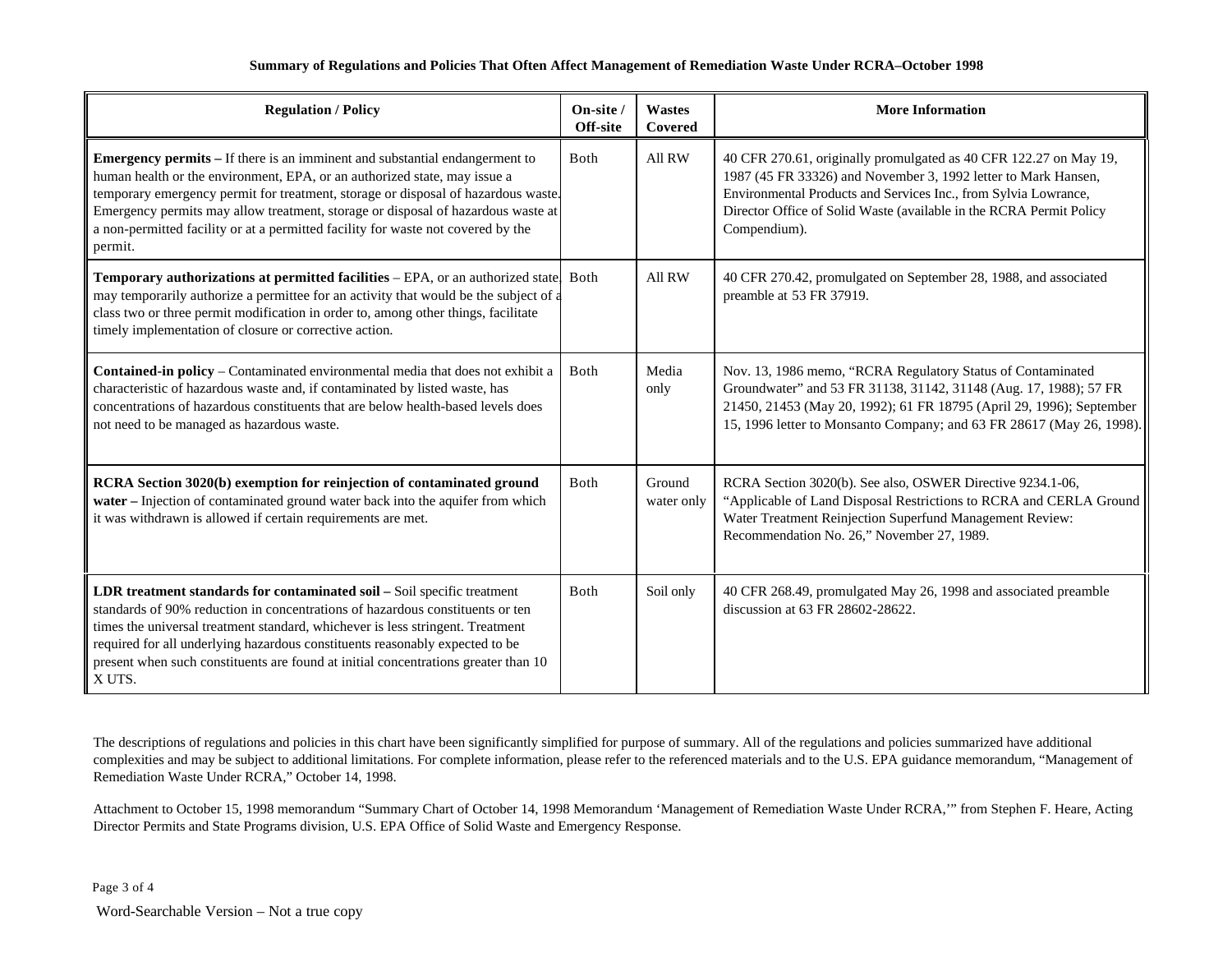**Summary of Regulations and Policies That Often Affect Management of Remediation Waste Under RCRA–October 1998**

| Regulation / Policy | On-site / Off-site | Wastes Covered | More Information |
|---|---|---|---|
| **Emergency permits –** If there is an imminent and substantial endangerment to human health or the environment, EPA, or an authorized state, may issue a temporary emergency permit for treatment, storage or disposal of hazardous waste. Emergency permits may allow treatment, storage or disposal of hazardous waste at a non-permitted facility or at a permitted facility for waste not covered by the permit. | Both | All RW | 40 CFR 270.61, originally promulgated as 40 CFR 122.27 on May 19, 1987 (45 FR 33326) and November 3, 1992 letter to Mark Hansen, Environmental Products and Services Inc., from Sylvia Lowrance, Director Office of Solid Waste (available in the RCRA Permit Policy Compendium). |
| **Temporary authorizations at permitted facilities** – EPA, or an authorized state, may temporarily authorize a permittee for an activity that would be the subject of a class two or three permit modification in order to, among other things, facilitate timely implementation of closure or corrective action. | Both | All RW | 40 CFR 270.42, promulgated on September 28, 1988, and associated preamble at 53 FR 37919. |
| **Contained-in policy** – Contaminated environmental media that does not exhibit a characteristic of hazardous waste and, if contaminated by listed waste, has concentrations of hazardous constituents that are below health-based levels does not need to be managed as hazardous waste. | Both | Media only | Nov. 13, 1986 memo, "RCRA Regulatory Status of Contaminated Groundwater" and 53 FR 31138, 31142, 31148 (Aug. 17, 1988); 57 FR 21450, 21453 (May 20, 1992); 61 FR 18795 (April 29, 1996); September 15, 1996 letter to Monsanto Company; and 63 FR 28617 (May 26, 1998). |
| **RCRA Section 3020(b) exemption for reinjection of contaminated ground water –** Injection of contaminated ground water back into the aquifer from which it was withdrawn is allowed if certain requirements are met. | Both | Ground water only | RCRA Section 3020(b). See also, OSWER Directive 9234.1-06, "Applicable of Land Disposal Restrictions to RCRA and CERLA Ground Water Treatment Reinjection Superfund Management Review: Recommendation No. 26," November 27, 1989. |
| **LDR treatment standards for contaminated soil –** Soil specific treatment standards of 90% reduction in concentrations of hazardous constituents or ten times the universal treatment standard, whichever is less stringent. Treatment required for all underlying hazardous constituents reasonably expected to be present when such constituents are found at initial concentrations greater than 10 X UTS. | Both | Soil only | 40 CFR 268.49, promulgated May 26, 1998 and associated preamble discussion at 63 FR 28602-28622. |

The descriptions of regulations and policies in this chart have been significantly simplified for purpose of summary. All of the regulations and policies summarized have additional complexities and may be subject to additional limitations. For complete information, please refer to the referenced materials and to the U.S. EPA guidance memorandum, "Management of Remediation Waste Under RCRA," October 14, 1998.

Attachment to October 15, 1998 memorandum "Summary Chart of October 14, 1998 Memorandum 'Management of Remediation Waste Under RCRA,'" from Stephen F. Heare, Acting Director Permits and State Programs division, U.S. EPA Office of Solid Waste and Emergency Response.

Word-Searchable Version – Not a true copy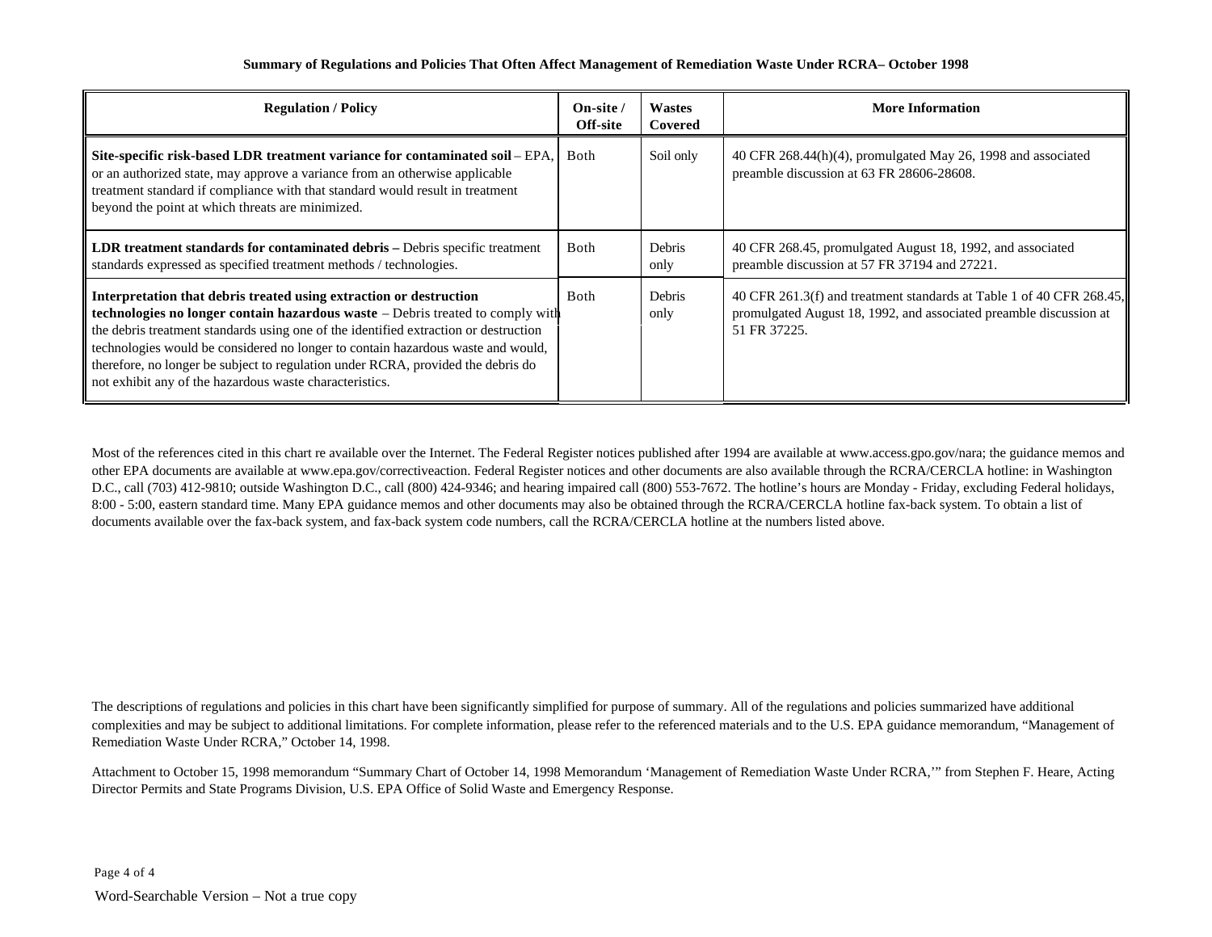**Summary of Regulations and Policies That Often Affect Management of Remediation Waste Under RCRA– October 1998**

| Regulation / Policy | On-site / Off-site | Wastes Covered | More Information |
|---|---|---|---|
| **Site-specific risk-based LDR treatment variance for contaminated soil** – EPA, or an authorized state, may approve a variance from an otherwise applicable treatment standard if compliance with that standard would result in treatment beyond the point at which threats are minimized. | Both | Soil only | 40 CFR 268.44(h)(4), promulgated May 26, 1998 and associated preamble discussion at 63 FR 28606-28608. |
| **LDR treatment standards for contaminated debris –** Debris specific treatment standards expressed as specified treatment methods / technologies. | Both | Debris only | 40 CFR 268.45, promulgated August 18, 1992, and associated preamble discussion at 57 FR 37194 and 27221. |
| **Interpretation that debris treated using extraction or destruction technologies no longer contain hazardous waste** – Debris treated to comply with the debris treatment standards using one of the identified extraction or destruction technologies would be considered no longer to contain hazardous waste and would, therefore, no longer be subject to regulation under RCRA, provided the debris do not exhibit any of the hazardous waste characteristics. | Both | Debris only | 40 CFR 261.3(f) and treatment standards at Table 1 of 40 CFR 268.45, promulgated August 18, 1992, and associated preamble discussion at 51 FR 37225. |

Most of the references cited in this chart re available over the Internet. The Federal Register notices published after 1994 are available at www.access.gpo.gov/nara; the guidance memos and other EPA documents are available at www.epa.gov/correctiveaction. Federal Register notices and other documents are also available through the RCRA/CERCLA hotline: in Washington D.C., call (703) 412-9810; outside Washington D.C., call (800) 424-9346; and hearing impaired call (800) 553-7672. The hotline's hours are Monday - Friday, excluding Federal holidays, 8:00 - 5:00, eastern standard time. Many EPA guidance memos and other documents may also be obtained through the RCRA/CERCLA hotline fax-back system. To obtain a list of documents available over the fax-back system, and fax-back system code numbers, call the RCRA/CERCLA hotline at the numbers listed above.

The descriptions of regulations and policies in this chart have been significantly simplified for purpose of summary. All of the regulations and policies summarized have additional complexities and may be subject to additional limitations. For complete information, please refer to the referenced materials and to the U.S. EPA guidance memorandum, "Management of Remediation Waste Under RCRA," October 14, 1998.

Attachment to October 15, 1998 memorandum "Summary Chart of October 14, 1998 Memorandum 'Management of Remediation Waste Under RCRA,'" from Stephen F. Heare, Acting Director Permits and State Programs Division, U.S. EPA Office of Solid Waste and Emergency Response.

Word-Searchable Version – Not a true copy